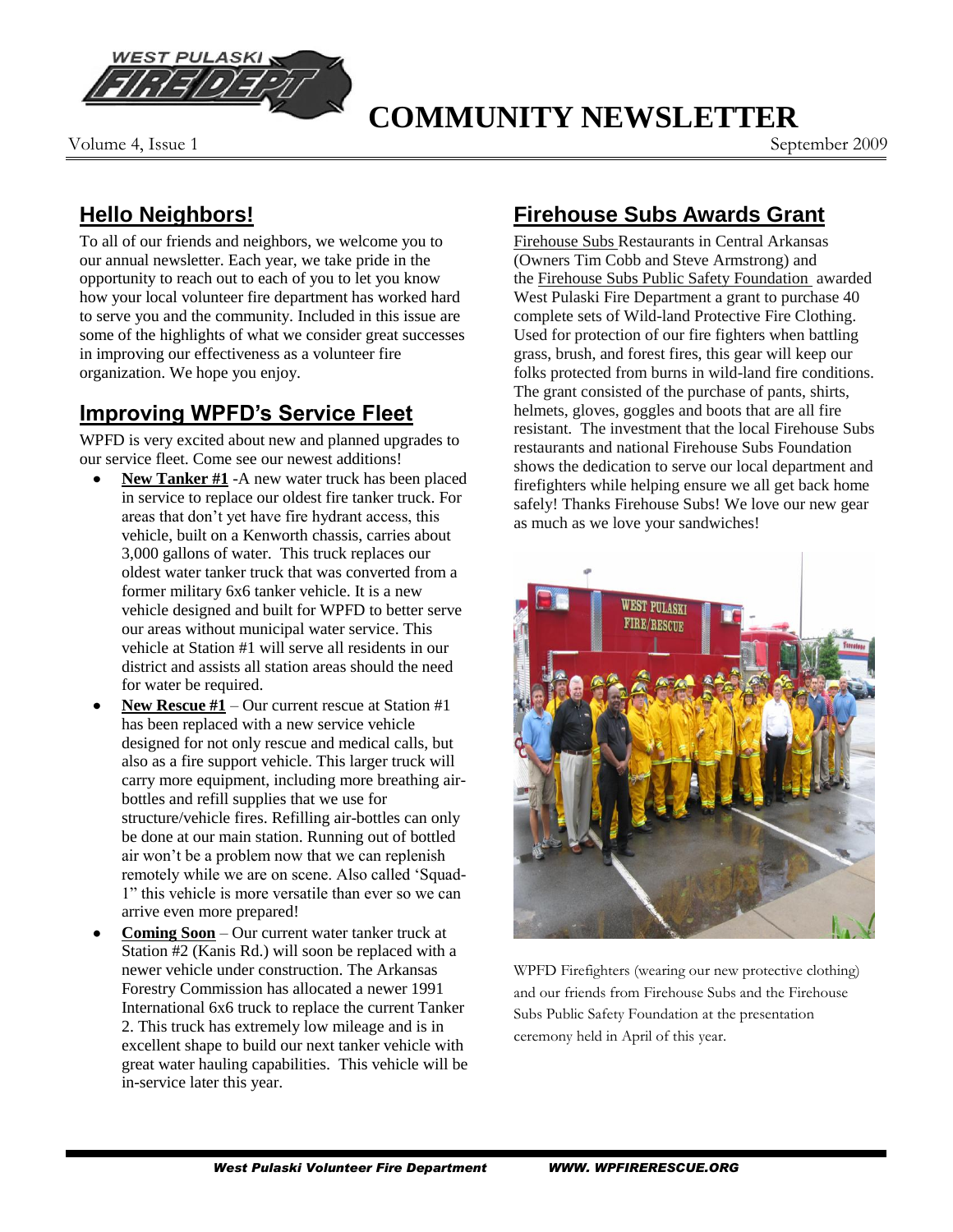# COMMUNITY NEWSLETTER

Volume 4, Issue 1 — September 2009

## Hello Neighbors!

To all of our friends and neighbors, we welcome you to our annual newsletter. Each year, we take pride in the opportunity to reach out to each of you to let you know how your local volunteer fire department has worked hard to serve you and the community. Included in this issue are some of the highlights of what we consider great successes in improving our effectiveness as a volunteer fire organization. We hope you enjoy.

## Improving WPFD's Service Fleet

WPFD is very excited about new and planned upgrades to our service fleet. Come see our newest additions!

- **New Tanker #1** -A new water truck has been placed in service to replace our oldest fire tanker truck. For areas that don't yet have fire hydrant access, this vehicle, built on a Kenworth chassis, carries about 3,000 gallons of water. This truck replaces our oldest water tanker truck that was converted from a former military 6x6 tanker vehicle. It is a new vehicle designed and built for WPFD to better serve our areas without municipal water service. This vehicle at Station #1 will serve all residents in our district and assists all station areas should the need for water be required.
- **New Rescue #1** – Our current rescue at Station #1 has been replaced with a new service vehicle designed for not only rescue and medical calls, but also as a fire support vehicle. This larger truck will carry more equipment, including more breathing air-bottles and refill supplies that we use for structure/vehicle fires. Refilling air-bottles can only be done at our main station. Running out of bottled air won't be a problem now that we can replenish remotely while we are on scene. Also called 'Squad-1" this vehicle is more versatile than ever so we can arrive even more prepared!
- **Coming Soon** – Our current water tanker truck at Station #2 (Kanis Rd.) will soon be replaced with a newer vehicle under construction. The Arkansas Forestry Commission has allocated a newer 1991 International 6x6 truck to replace the current Tanker 2. This truck has extremely low mileage and is in excellent shape to build our next tanker vehicle with great water hauling capabilities. This vehicle will be in-service later this year.

## Firehouse Subs Awards Grant

Firehouse Subs Restaurants in Central Arkansas (Owners Tim Cobb and Steve Armstrong) and the Firehouse Subs Public Safety Foundation awarded West Pulaski Fire Department a grant to purchase 40 complete sets of Wild-land Protective Fire Clothing. Used for protection of our fire fighters when battling grass, brush, and forest fires, this gear will keep our folks protected from burns in wild-land fire conditions. The grant consisted of the purchase of pants, shirts, helmets, gloves, goggles and boots that are all fire resistant. The investment that the local Firehouse Subs restaurants and national Firehouse Subs Foundation shows the dedication to serve our local department and firefighters while helping ensure we all get back home safely! Thanks Firehouse Subs! We love our new gear as much as we love your sandwiches!

WPFD Firefighters (wearing our new protective clothing) and our friends from Firehouse Subs and the Firehouse Subs Public Safety Foundation at the presentation ceremony held in April of this year.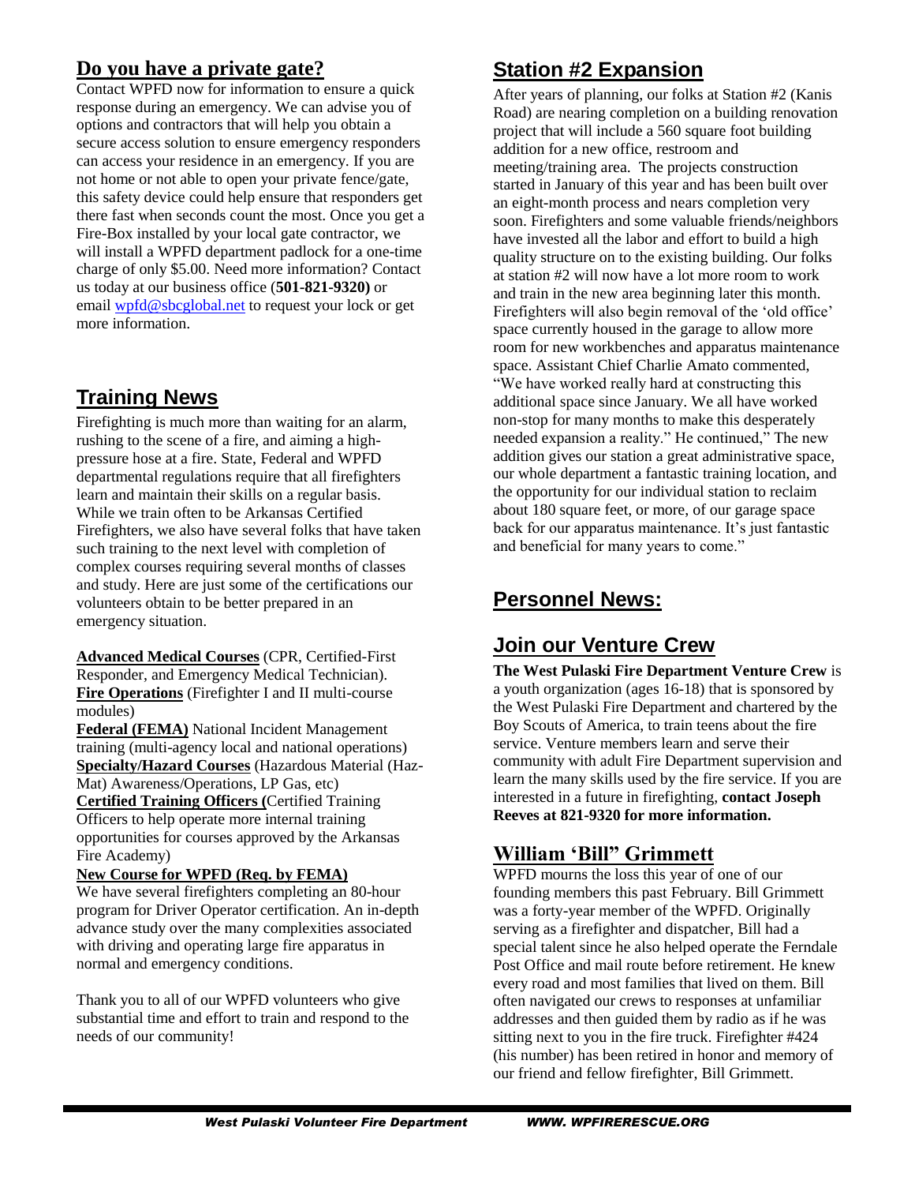## Do you have a private gate?

Contact WPFD now for information to ensure a quick response during an emergency. We can advise you of options and contractors that will help you obtain a secure access solution to ensure emergency responders can access your residence in an emergency. If you are not home or not able to open your private fence/gate, this safety device could help ensure that responders get there fast when seconds count the most. Once you get a Fire-Box installed by your local gate contractor, we will install a WPFD department padlock for a one-time charge of only $5.00. Need more information? Contact us today at our business office (**501-821-9320)** or email wpfd@sbcglobal.net to request your lock or get more information.

## Training News

Firefighting is much more than waiting for an alarm, rushing to the scene of a fire, and aiming a high-pressure hose at a fire. State, Federal and WPFD departmental regulations require that all firefighters learn and maintain their skills on a regular basis. While we train often to be Arkansas Certified Firefighters, we also have several folks that have taken such training to the next level with completion of complex courses requiring several months of classes and study. Here are just some of the certifications our volunteers obtain to be better prepared in an emergency situation.

**Advanced Medical Courses** (CPR, Certified-First Responder, and Emergency Medical Technician).
**Fire Operations** (Firefighter I and II multi-course modules)
**Federal (FEMA)** National Incident Management training (multi-agency local and national operations)
**Specialty/Hazard Courses** (Hazardous Material (Haz-Mat) Awareness/Operations, LP Gas, etc)
**Certified Training Officers (**Certified Training Officers to help operate more internal training opportunities for courses approved by the Arkansas Fire Academy)

**New Course for WPFD (Req. by FEMA)**
We have several firefighters completing an 80-hour program for Driver Operator certification. An in-depth advance study over the many complexities associated with driving and operating large fire apparatus in normal and emergency conditions.

Thank you to all of our WPFD volunteers who give substantial time and effort to train and respond to the needs of our community!

## Station #2 Expansion

After years of planning, our folks at Station #2 (Kanis Road) are nearing completion on a building renovation project that will include a 560 square foot building addition for a new office, restroom and meeting/training area. The projects construction started in January of this year and has been built over an eight-month process and nears completion very soon. Firefighters and some valuable friends/neighbors have invested all the labor and effort to build a high quality structure on to the existing building. Our folks at station #2 will now have a lot more room to work and train in the new area beginning later this month. Firefighters will also begin removal of the 'old office' space currently housed in the garage to allow more room for new workbenches and apparatus maintenance space. Assistant Chief Charlie Amato commented, "We have worked really hard at constructing this additional space since January. We all have worked non-stop for many months to make this desperately needed expansion a reality." He continued," The new addition gives our station a great administrative space, our whole department a fantastic training location, and the opportunity for our individual station to reclaim about 180 square feet, or more, of our garage space back for our apparatus maintenance. It's just fantastic and beneficial for many years to come."

## Personnel News:

## Join our Venture Crew

**The West Pulaski Fire Department Venture Crew** is a youth organization (ages 16-18) that is sponsored by the West Pulaski Fire Department and chartered by the Boy Scouts of America, to train teens about the fire service. Venture members learn and serve their community with adult Fire Department supervision and learn the many skills used by the fire service. If you are interested in a future in firefighting, **contact Joseph Reeves at 821-9320 for more information.**

## William 'Bill" Grimmett

WPFD mourns the loss this year of one of our founding members this past February. Bill Grimmett was a forty-year member of the WPFD. Originally serving as a firefighter and dispatcher, Bill had a special talent since he also helped operate the Ferndale Post Office and mail route before retirement. He knew every road and most families that lived on them. Bill often navigated our crews to responses at unfamiliar addresses and then guided them by radio as if he was sitting next to you in the fire truck. Firefighter #424 (his number) has been retired in honor and memory of our friend and fellow firefighter, Bill Grimmett.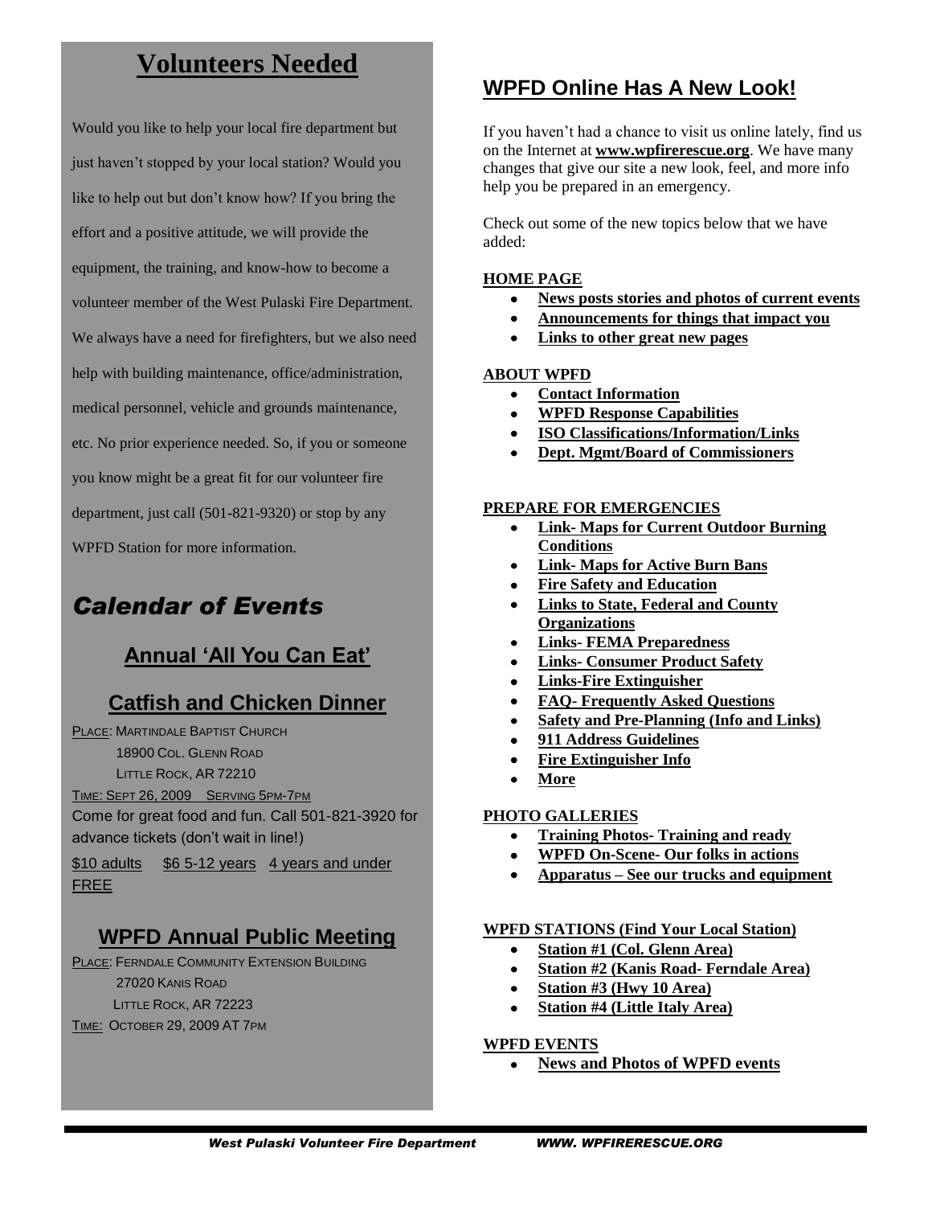# Volunteers Needed

Would you like to help your local fire department but just haven't stopped by your local station? Would you like to help out but don't know how? If you bring the effort and a positive attitude, we will provide the equipment, the training, and know-how to become a volunteer member of the West Pulaski Fire Department. We always have a need for firefighters, but we also need help with building maintenance, office/administration, medical personnel, vehicle and grounds maintenance, etc. No prior experience needed. So, if you or someone you know might be a great fit for our volunteer fire department, just call (501-821-9320) or stop by any WPFD Station for more information.

## *Calendar of Events*

### Annual 'All You Can Eat'

### Catfish and Chicken Dinner

PLACE: MARTINDALE BAPTIST CHURCH
18900 COL. GLENN ROAD
LITTLE ROCK, AR 72210

TIME: SEPT 26, 2009 SERVING 5PM-7PM

Come for great food and fun. Call 501-821-3920 for advance tickets (don't wait in line!)

$10 adults $6 5-12 years 4 years and under FREE

### WPFD Annual Public Meeting

PLACE: FERNDALE COMMUNITY EXTENSION BUILDING
27020 KANIS ROAD
LITTLE ROCK, AR 72223

TIME: OCTOBER 29, 2009 AT 7PM

## WPFD Online Has A New Look!

If you haven't had a chance to visit us online lately, find us on the Internet at **www.wpfirerescue.org**. We have many changes that give our site a new look, feel, and more info help you be prepared in an emergency.

Check out some of the new topics below that we have added:

**HOME PAGE**

- **News posts stories and photos of current events**
- **Announcements for things that impact you**
- **Links to other great new pages**

**ABOUT WPFD**

- **Contact Information**
- **WPFD Response Capabilities**
- **ISO Classifications/Information/Links**
- **Dept. Mgmt/Board of Commissioners**

**PREPARE FOR EMERGENCIES**

- **Link- Maps for Current Outdoor Burning Conditions**
- **Link- Maps for Active Burn Bans**
- **Fire Safety and Education**
- **Links to State, Federal and County Organizations**
- **Links- FEMA Preparedness**
- **Links- Consumer Product Safety**
- **Links-Fire Extinguisher**
- **FAQ- Frequently Asked Questions**
- **Safety and Pre-Planning (Info and Links)**
- **911 Address Guidelines**
- **Fire Extinguisher Info**
- **More**

**PHOTO GALLERIES**

- **Training Photos- Training and ready**
- **WPFD On-Scene- Our folks in actions**
- **Apparatus – See our trucks and equipment**

**WPFD STATIONS (Find Your Local Station)**

- **Station #1 (Col. Glenn Area)**
- **Station #2 (Kanis Road- Ferndale Area)**
- **Station #3 (Hwy 10 Area)**
- **Station #4 (Little Italy Area)**

**WPFD EVENTS**

- **News and Photos of WPFD events**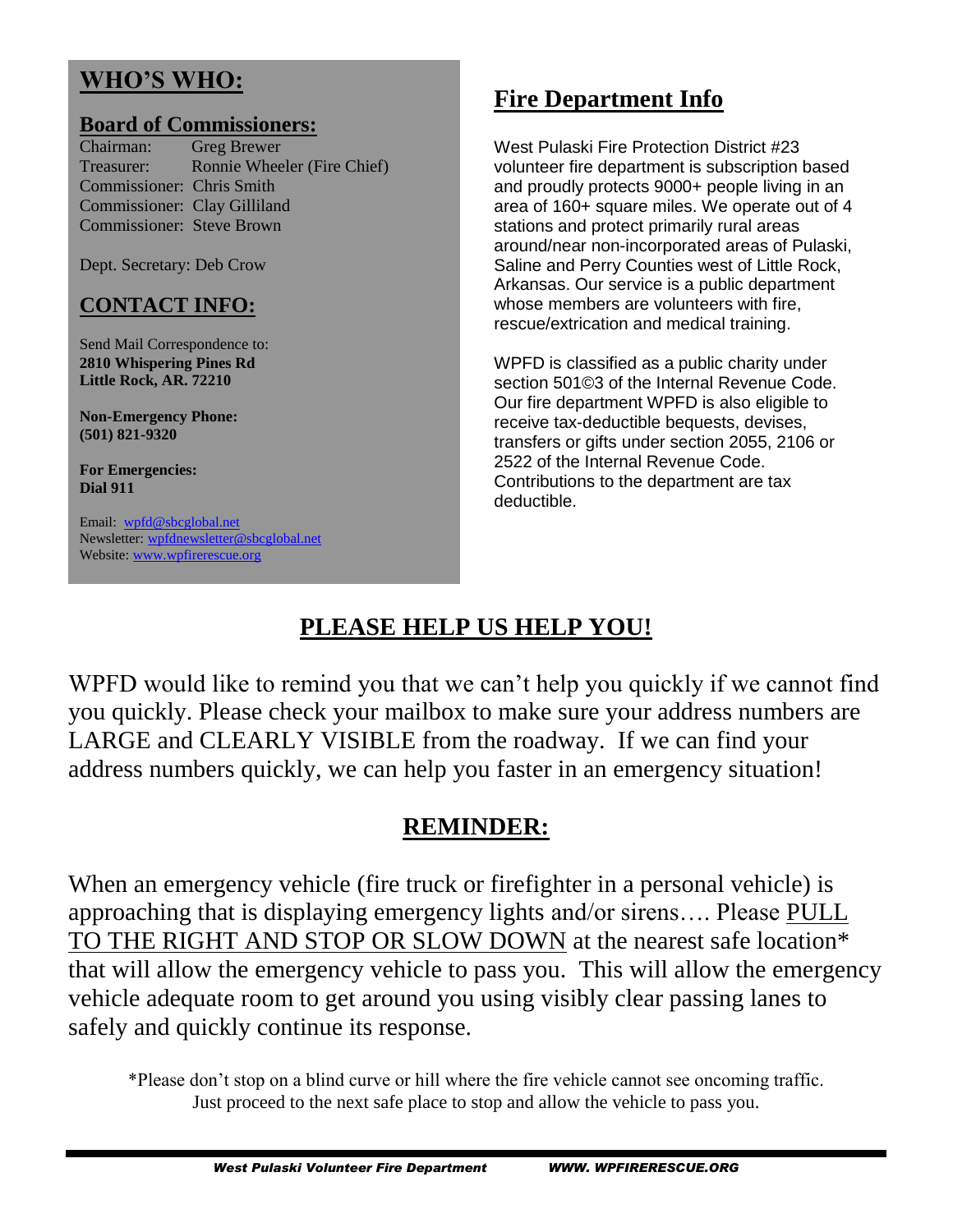## WHO'S WHO:

### Board of Commissioners:

Chairman: Greg Brewer
Treasurer: Ronnie Wheeler (Fire Chief)
Commissioner: Chris Smith
Commissioner: Clay Gilliland
Commissioner: Steve Brown

Dept. Secretary: Deb Crow

## CONTACT INFO:

Send Mail Correspondence to:
**2810 Whispering Pines Rd**
**Little Rock, AR. 72210**

**Non-Emergency Phone:**
**(501) 821-9320**

**For Emergencies:**
**Dial 911**

Email: wpfd@sbcglobal.net
Newsletter: wpfdnewsletter@sbcglobal.net
Website: www.wpfirerescue.org

## Fire Department Info

West Pulaski Fire Protection District #23 volunteer fire department is subscription based and proudly protects 9000+ people living in an area of 160+ square miles. We operate out of 4 stations and protect primarily rural areas around/near non-incorporated areas of Pulaski, Saline and Perry Counties west of Little Rock, Arkansas. Our service is a public department whose members are volunteers with fire, rescue/extrication and medical training.

WPFD is classified as a public charity under section 501©3 of the Internal Revenue Code. Our fire department WPFD is also eligible to receive tax-deductible bequests, devises, transfers or gifts under section 2055, 2106 or 2522 of the Internal Revenue Code. Contributions to the department are tax deductible.

## PLEASE HELP US HELP YOU!

WPFD would like to remind you that we can't help you quickly if we cannot find you quickly. Please check your mailbox to make sure your address numbers are LARGE and CLEARLY VISIBLE from the roadway. If we can find your address numbers quickly, we can help you faster in an emergency situation!

## REMINDER:

When an emergency vehicle (fire truck or firefighter in a personal vehicle) is approaching that is displaying emergency lights and/or sirens…. Please PULL TO THE RIGHT AND STOP OR SLOW DOWN at the nearest safe location* that will allow the emergency vehicle to pass you. This will allow the emergency vehicle adequate room to get around you using visibly clear passing lanes to safely and quickly continue its response.

*Please don't stop on a blind curve or hill where the fire vehicle cannot see oncoming traffic. Just proceed to the next safe place to stop and allow the vehicle to pass you.